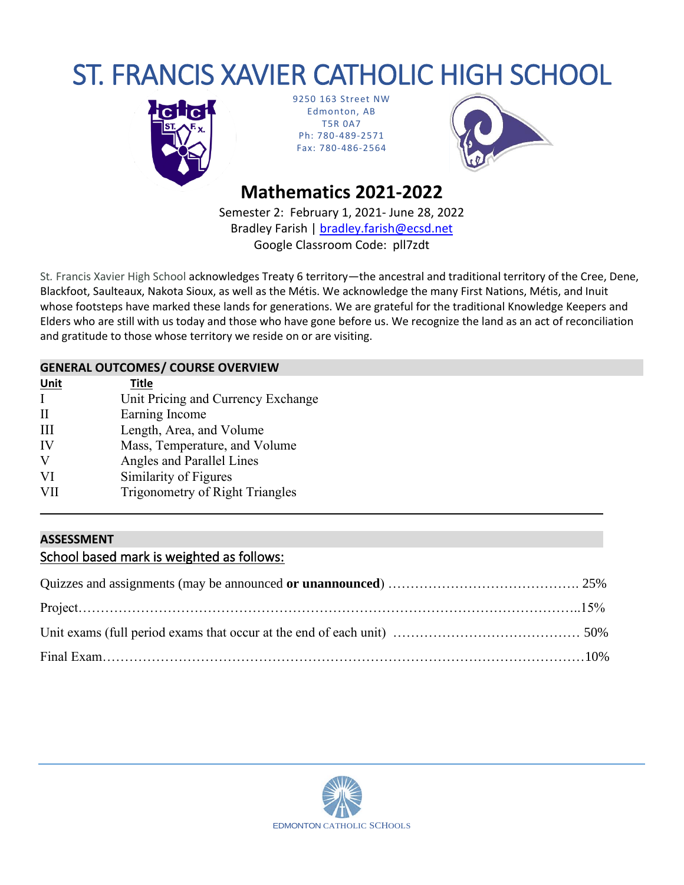# ST. FRANCIS XAVIER CATHOLIC HIGH SCHOOL

9250 163 Street NW
Edmonton, AB
T5R 0A7
Ph: 780-489-2571
Fax: 780-486-2564

## Mathematics 2021-2022

Semester 2: February 1, 2021- June 28, 2022
Bradley Farish | bradley.farish@ecsd.net
Google Classroom Code: pll7zdt

St. Francis Xavier High School acknowledges Treaty 6 territory—the ancestral and traditional territory of the Cree, Dene, Blackfoot, Saulteaux, Nakota Sioux, as well as the Métis. We acknowledge the many First Nations, Métis, and Inuit whose footsteps have marked these lands for generations. We are grateful for the traditional Knowledge Keepers and Elders who are still with us today and those who have gone before us. We recognize the land as an act of reconciliation and gratitude to those whose territory we reside on or are visiting.

### GENERAL OUTCOMES/ COURSE OVERVIEW

| Unit | Title |
|---|---|
| I | Unit Pricing and Currency Exchange |
| II | Earning Income |
| III | Length, Area, and Volume |
| IV | Mass, Temperature, and Volume |
| V | Angles and Parallel Lines |
| VI | Similarity of Figures |
| VII | Trigonometry of Right Triangles |

### ASSESSMENT

School based mark is weighted as follows:

Quizzes and assignments (may be announced **or unannounced**) …………………………………….. 25%

Project…………………………………………………………………………………………………..15%

Unit exams (full period exams that occur at the end of each unit) …………………………………… 50%

Final Exam………………………………………………………………………………………………10%

EDMONTON CATHOLIC SCHOOLS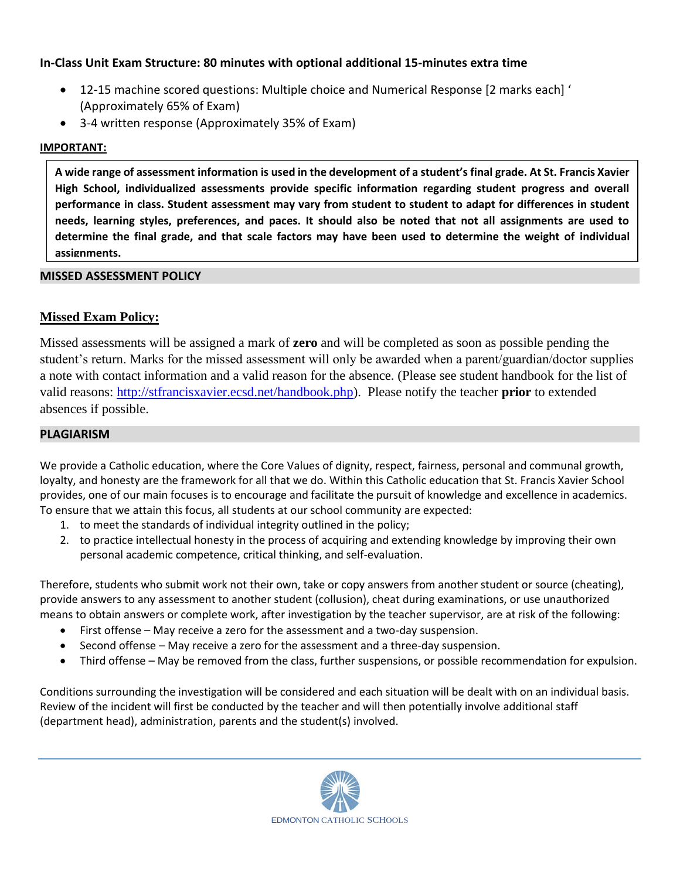**In-Class Unit Exam Structure: 80 minutes with optional additional 15-minutes extra time**

- 12-15 machine scored questions: Multiple choice and Numerical Response [2 marks each] ' (Approximately 65% of Exam)
- 3-4 written response (Approximately 35% of Exam)

**IMPORTANT:**

**A wide range of assessment information is used in the development of a student's final grade. At St. Francis Xavier High School, individualized assessments provide specific information regarding student progress and overall performance in class. Student assessment may vary from student to student to adapt for differences in student needs, learning styles, preferences, and paces. It should also be noted that not all assignments are used to determine the final grade, and that scale factors may have been used to determine the weight of individual assignments.**

## MISSED ASSESSMENT POLICY

### Missed Exam Policy:

Missed assessments will be assigned a mark of **zero** and will be completed as soon as possible pending the student's return. Marks for the missed assessment will only be awarded when a parent/guardian/doctor supplies a note with contact information and a valid reason for the absence. (Please see student handbook for the list of valid reasons: http://stfrancisxavier.ecsd.net/handbook.php). Please notify the teacher **prior** to extended absences if possible.

## PLAGIARISM

We provide a Catholic education, where the Core Values of dignity, respect, fairness, personal and communal growth, loyalty, and honesty are the framework for all that we do. Within this Catholic education that St. Francis Xavier School provides, one of our main focuses is to encourage and facilitate the pursuit of knowledge and excellence in academics. To ensure that we attain this focus, all students at our school community are expected:

1. to meet the standards of individual integrity outlined in the policy;
2. to practice intellectual honesty in the process of acquiring and extending knowledge by improving their own personal academic competence, critical thinking, and self-evaluation.

Therefore, students who submit work not their own, take or copy answers from another student or source (cheating), provide answers to any assessment to another student (collusion), cheat during examinations, or use unauthorized means to obtain answers or complete work, after investigation by the teacher supervisor, are at risk of the following:

- First offense – May receive a zero for the assessment and a two-day suspension.
- Second offense – May receive a zero for the assessment and a three-day suspension.
- Third offense – May be removed from the class, further suspensions, or possible recommendation for expulsion.

Conditions surrounding the investigation will be considered and each situation will be dealt with on an individual basis. Review of the incident will first be conducted by the teacher and will then potentially involve additional staff (department head), administration, parents and the student(s) involved.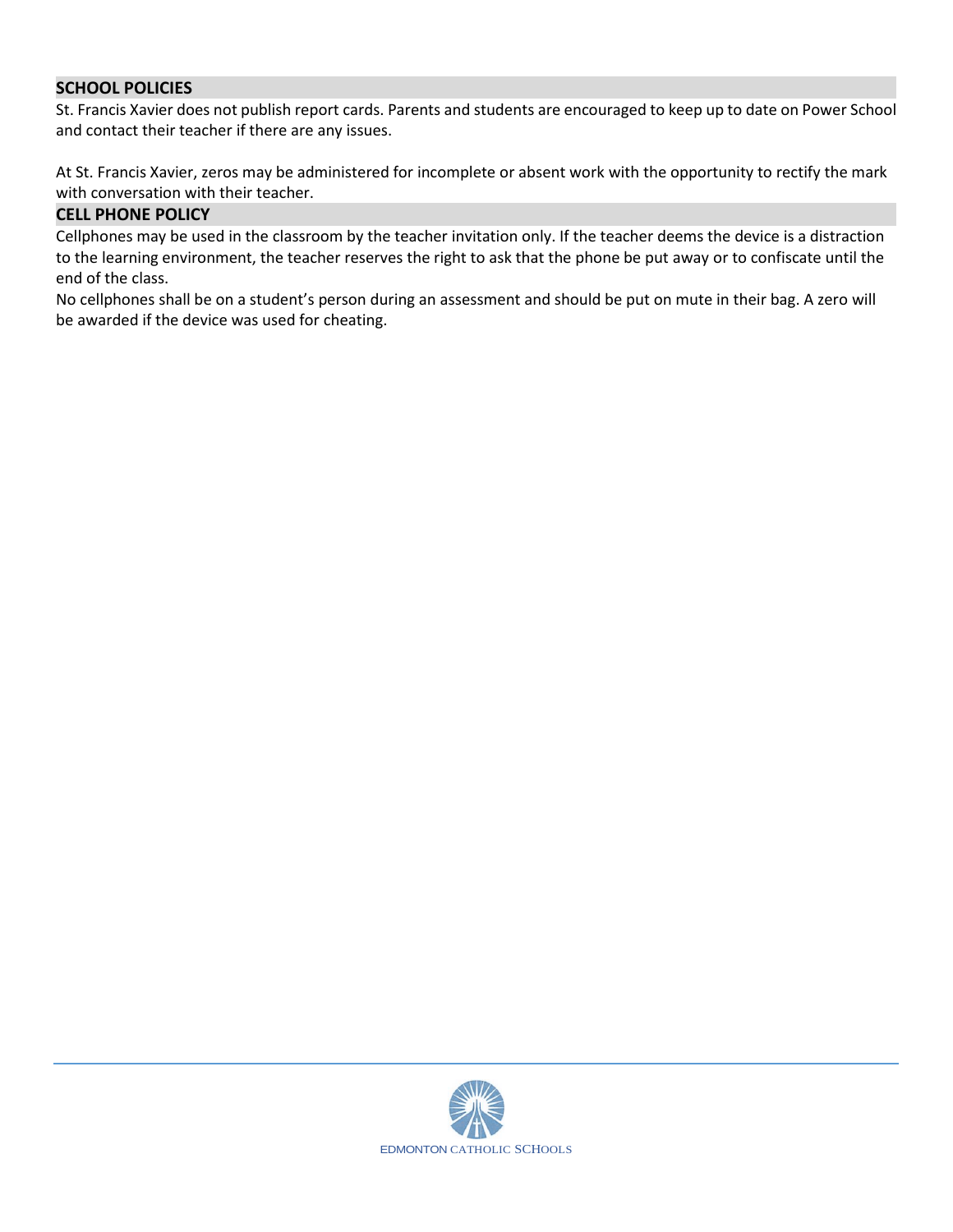## SCHOOL POLICIES

St. Francis Xavier does not publish report cards. Parents and students are encouraged to keep up to date on Power School and contact their teacher if there are any issues.

At St. Francis Xavier, zeros may be administered for incomplete or absent work with the opportunity to rectify the mark with conversation with their teacher.

## CELL PHONE POLICY

Cellphones may be used in the classroom by the teacher invitation only. If the teacher deems the device is a distraction to the learning environment, the teacher reserves the right to ask that the phone be put away or to confiscate until the end of the class.

No cellphones shall be on a student's person during an assessment and should be put on mute in their bag. A zero will be awarded if the device was used for cheating.